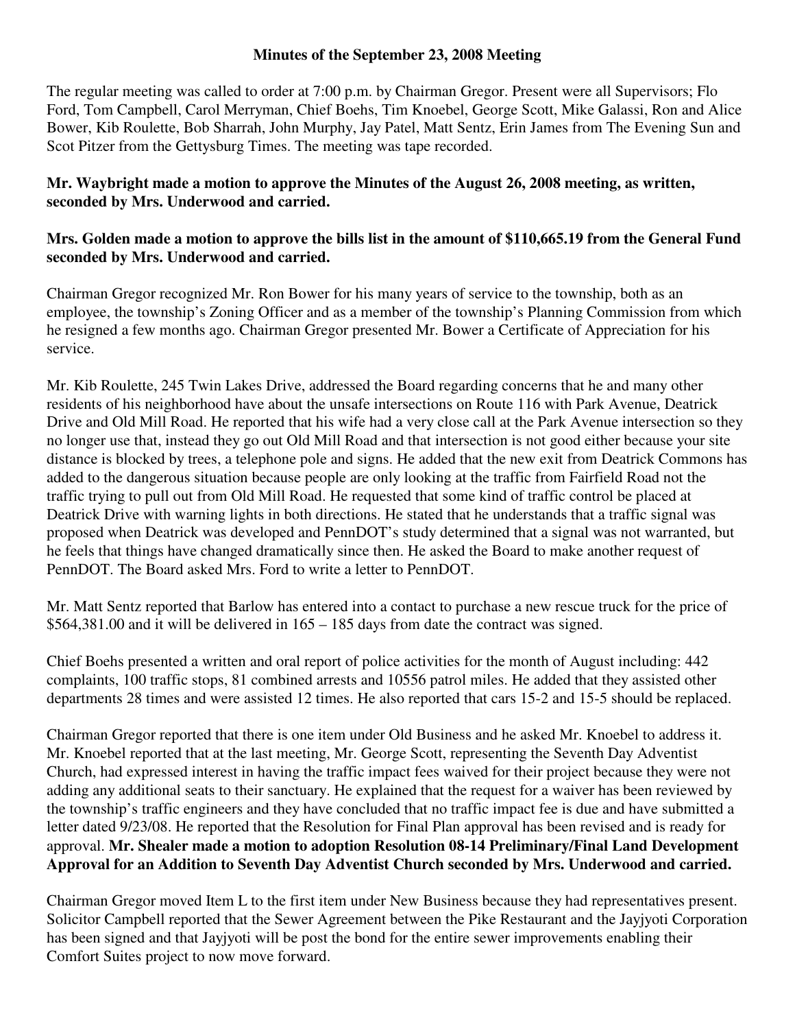# Minutes of the September 23, 2008 Meeting

The regular meeting was called to order at 7:00 p.m. by Chairman Gregor. Present were all Supervisors; Flo Ford, Tom Campbell, Carol Merryman, Chief Boehs, Tim Knoebel, George Scott, Mike Galassi, Ron and Alice Bower, Kib Roulette, Bob Sharrah, John Murphy, Jay Patel, Matt Sentz, Erin James from The Evening Sun and Scot Pitzer from the Gettysburg Times. The meeting was tape recorded.

**Mr. Waybright made a motion to approve the Minutes of the August 26, 2008 meeting, as written, seconded by Mrs. Underwood and carried.**

**Mrs. Golden made a motion to approve the bills list in the amount of $110,665.19 from the General Fund seconded by Mrs. Underwood and carried.**

Chairman Gregor recognized Mr. Ron Bower for his many years of service to the township, both as an employee, the township's Zoning Officer and as a member of the township's Planning Commission from which he resigned a few months ago. Chairman Gregor presented Mr. Bower a Certificate of Appreciation for his service.

Mr. Kib Roulette, 245 Twin Lakes Drive, addressed the Board regarding concerns that he and many other residents of his neighborhood have about the unsafe intersections on Route 116 with Park Avenue, Deatrick Drive and Old Mill Road. He reported that his wife had a very close call at the Park Avenue intersection so they no longer use that, instead they go out Old Mill Road and that intersection is not good either because your site distance is blocked by trees, a telephone pole and signs. He added that the new exit from Deatrick Commons has added to the dangerous situation because people are only looking at the traffic from Fairfield Road not the traffic trying to pull out from Old Mill Road. He requested that some kind of traffic control be placed at Deatrick Drive with warning lights in both directions. He stated that he understands that a traffic signal was proposed when Deatrick was developed and PennDOT's study determined that a signal was not warranted, but he feels that things have changed dramatically since then. He asked the Board to make another request of PennDOT. The Board asked Mrs. Ford to write a letter to PennDOT.

Mr. Matt Sentz reported that Barlow has entered into a contact to purchase a new rescue truck for the price of $564,381.00 and it will be delivered in 165 – 185 days from date the contract was signed.

Chief Boehs presented a written and oral report of police activities for the month of August including: 442 complaints, 100 traffic stops, 81 combined arrests and 10556 patrol miles. He added that they assisted other departments 28 times and were assisted 12 times. He also reported that cars 15-2 and 15-5 should be replaced.

Chairman Gregor reported that there is one item under Old Business and he asked Mr. Knoebel to address it. Mr. Knoebel reported that at the last meeting, Mr. George Scott, representing the Seventh Day Adventist Church, had expressed interest in having the traffic impact fees waived for their project because they were not adding any additional seats to their sanctuary. He explained that the request for a waiver has been reviewed by the township's traffic engineers and they have concluded that no traffic impact fee is due and have submitted a letter dated 9/23/08. He reported that the Resolution for Final Plan approval has been revised and is ready for approval. **Mr. Shealer made a motion to adoption Resolution 08-14 Preliminary/Final Land Development Approval for an Addition to Seventh Day Adventist Church seconded by Mrs. Underwood and carried.**

Chairman Gregor moved Item L to the first item under New Business because they had representatives present. Solicitor Campbell reported that the Sewer Agreement between the Pike Restaurant and the Jayjyoti Corporation has been signed and that Jayjyoti will be post the bond for the entire sewer improvements enabling their Comfort Suites project to now move forward.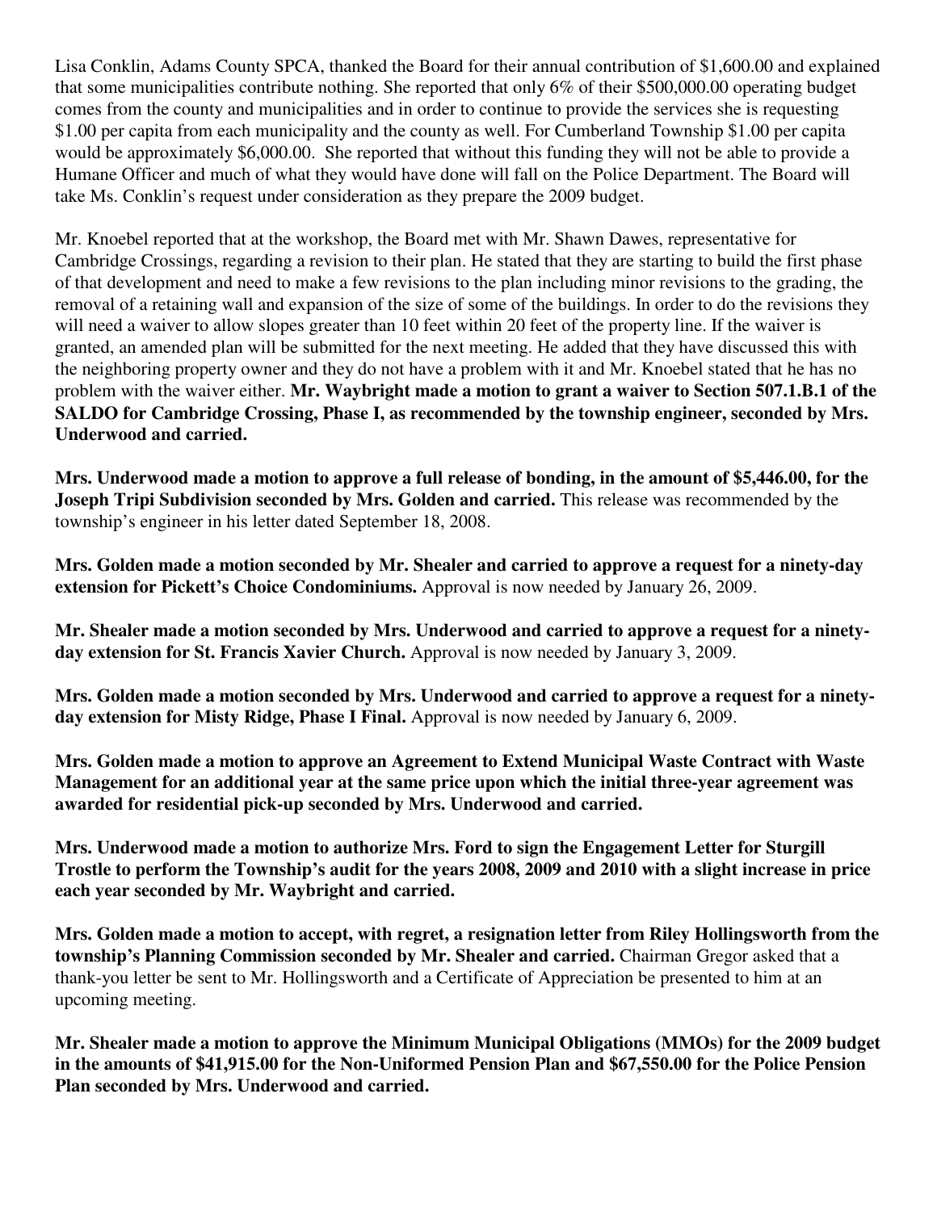Lisa Conklin, Adams County SPCA, thanked the Board for their annual contribution of $1,600.00 and explained that some municipalities contribute nothing. She reported that only 6% of their $500,000.00 operating budget comes from the county and municipalities and in order to continue to provide the services she is requesting $1.00 per capita from each municipality and the county as well. For Cumberland Township $1.00 per capita would be approximately $6,000.00. She reported that without this funding they will not be able to provide a Humane Officer and much of what they would have done will fall on the Police Department. The Board will take Ms. Conklin's request under consideration as they prepare the 2009 budget.

Mr. Knoebel reported that at the workshop, the Board met with Mr. Shawn Dawes, representative for Cambridge Crossings, regarding a revision to their plan. He stated that they are starting to build the first phase of that development and need to make a few revisions to the plan including minor revisions to the grading, the removal of a retaining wall and expansion of the size of some of the buildings. In order to do the revisions they will need a waiver to allow slopes greater than 10 feet within 20 feet of the property line. If the waiver is granted, an amended plan will be submitted for the next meeting. He added that they have discussed this with the neighboring property owner and they do not have a problem with it and Mr. Knoebel stated that he has no problem with the waiver either. **Mr. Waybright made a motion to grant a waiver to Section 507.1.B.1 of the SALDO for Cambridge Crossing, Phase I, as recommended by the township engineer, seconded by Mrs. Underwood and carried.**

**Mrs. Underwood made a motion to approve a full release of bonding, in the amount of $5,446.00, for the Joseph Tripi Subdivision seconded by Mrs. Golden and carried.** This release was recommended by the township's engineer in his letter dated September 18, 2008.

**Mrs. Golden made a motion seconded by Mr. Shealer and carried to approve a request for a ninety-day extension for Pickett's Choice Condominiums.** Approval is now needed by January 26, 2009.

**Mr. Shealer made a motion seconded by Mrs. Underwood and carried to approve a request for a ninety-day extension for St. Francis Xavier Church.** Approval is now needed by January 3, 2009.

**Mrs. Golden made a motion seconded by Mrs. Underwood and carried to approve a request for a ninety-day extension for Misty Ridge, Phase I Final.** Approval is now needed by January 6, 2009.

**Mrs. Golden made a motion to approve an Agreement to Extend Municipal Waste Contract with Waste Management for an additional year at the same price upon which the initial three-year agreement was awarded for residential pick-up seconded by Mrs. Underwood and carried.**

**Mrs. Underwood made a motion to authorize Mrs. Ford to sign the Engagement Letter for Sturgill Trostle to perform the Township's audit for the years 2008, 2009 and 2010 with a slight increase in price each year seconded by Mr. Waybright and carried.**

**Mrs. Golden made a motion to accept, with regret, a resignation letter from Riley Hollingsworth from the township's Planning Commission seconded by Mr. Shealer and carried.** Chairman Gregor asked that a thank-you letter be sent to Mr. Hollingsworth and a Certificate of Appreciation be presented to him at an upcoming meeting.

**Mr. Shealer made a motion to approve the Minimum Municipal Obligations (MMOs) for the 2009 budget in the amounts of $41,915.00 for the Non-Uniformed Pension Plan and $67,550.00 for the Police Pension Plan seconded by Mrs. Underwood and carried.**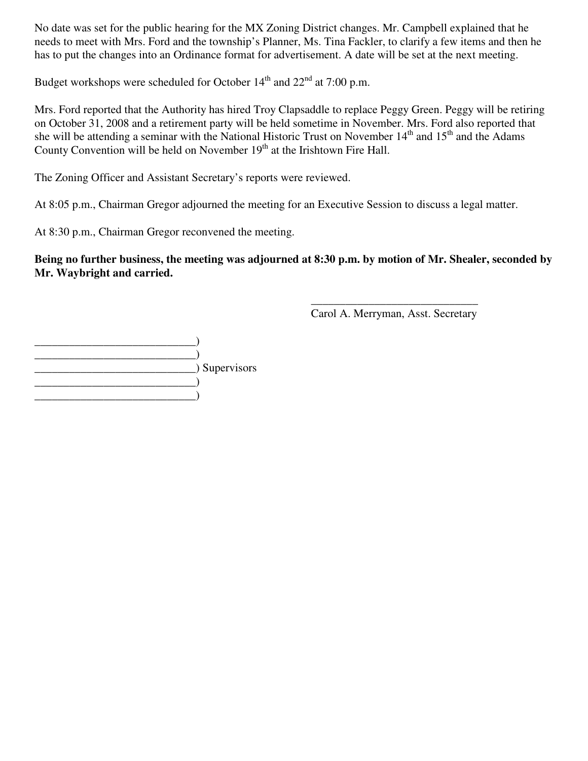No date was set for the public hearing for the MX Zoning District changes. Mr. Campbell explained that he needs to meet with Mrs. Ford and the township's Planner, Ms. Tina Fackler, to clarify a few items and then he has to put the changes into an Ordinance format for advertisement. A date will be set at the next meeting.

Budget workshops were scheduled for October 14th and 22nd at 7:00 p.m.

Mrs. Ford reported that the Authority has hired Troy Clapsaddle to replace Peggy Green. Peggy will be retiring on October 31, 2008 and a retirement party will be held sometime in November. Mrs. Ford also reported that she will be attending a seminar with the National Historic Trust on November 14th and 15th and the Adams County Convention will be held on November 19th at the Irishtown Fire Hall.

The Zoning Officer and Assistant Secretary's reports were reviewed.

At 8:05 p.m., Chairman Gregor adjourned the meeting for an Executive Session to discuss a legal matter.

At 8:30 p.m., Chairman Gregor reconvened the meeting.

**Being no further business, the meeting was adjourned at 8:30 p.m. by motion of Mr. Shealer, seconded by Mr. Waybright and carried.**

_____________________________
Carol A. Merryman, Asst. Secretary

_____________________________)
_____________________________)
_____________________________) Supervisors
_____________________________)
_____________________________)